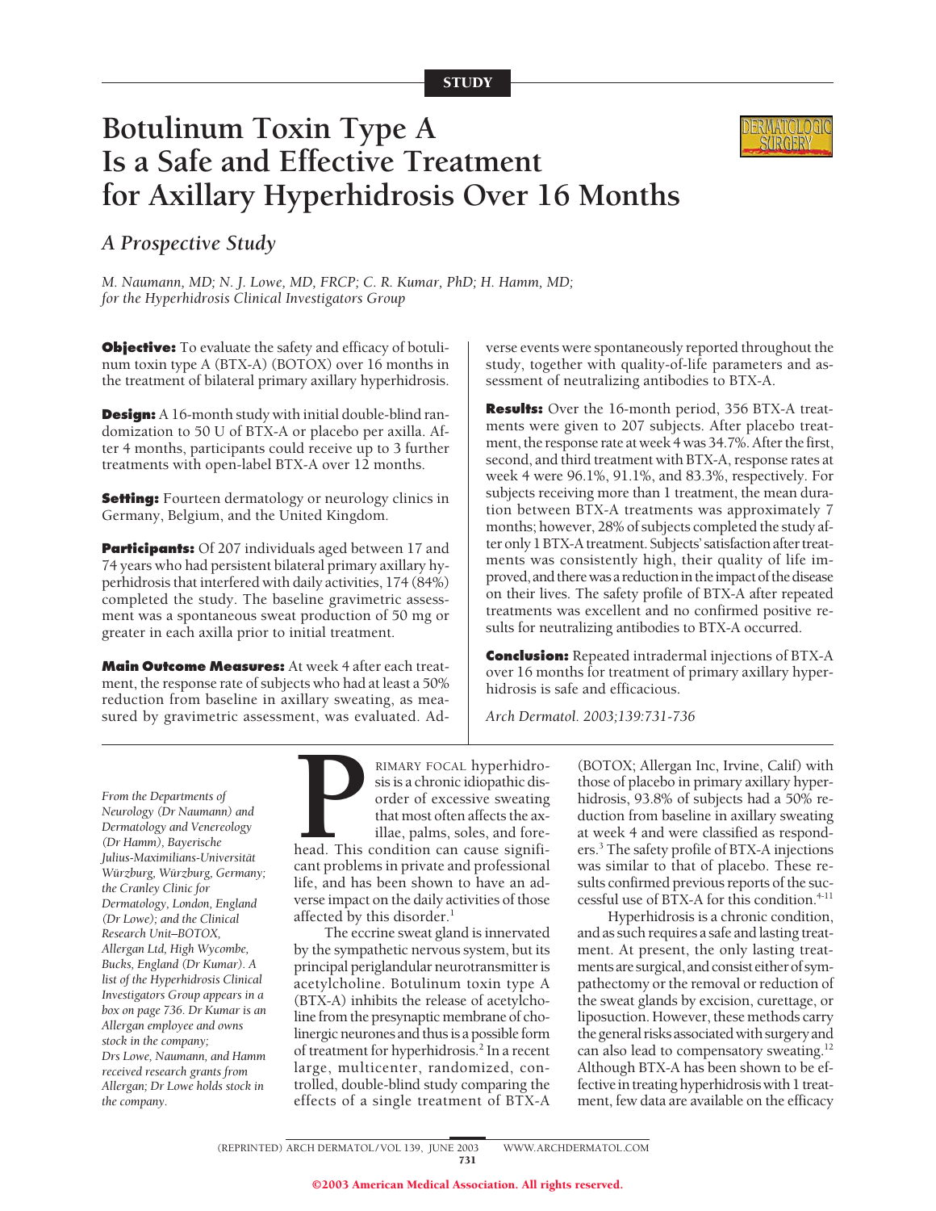STUDY

# Botulinum Toxin Type A Is a Safe and Effective Treatment for Axillary Hyperhidrosis Over 16 Months

## A Prospective Study

*M. Naumann, MD; N. J. Lowe, MD, FRCP; C. R. Kumar, PhD; H. Hamm, MD; for the Hyperhidrosis Clinical Investigators Group*

**Objective:** To evaluate the safety and efficacy of botulinum toxin type A (BTX-A) (BOTOX) over 16 months in the treatment of bilateral primary axillary hyperhidrosis.

**Design:** A 16-month study with initial double-blind randomization to 50 U of BTX-A or placebo per axilla. After 4 months, participants could receive up to 3 further treatments with open-label BTX-A over 12 months.

**Setting:** Fourteen dermatology or neurology clinics in Germany, Belgium, and the United Kingdom.

**Participants:** Of 207 individuals aged between 17 and 74 years who had persistent bilateral primary axillary hyperhidrosis that interfered with daily activities, 174 (84%) completed the study. The baseline gravimetric assessment was a spontaneous sweat production of 50 mg or greater in each axilla prior to initial treatment.

**Main Outcome Measures:** At week 4 after each treatment, the response rate of subjects who had at least a 50% reduction from baseline in axillary sweating, as measured by gravimetric assessment, was evaluated. Adverse events were spontaneously reported throughout the study, together with quality-of-life parameters and assessment of neutralizing antibodies to BTX-A.

**Results:** Over the 16-month period, 356 BTX-A treatments were given to 207 subjects. After placebo treatment, the response rate at week 4 was 34.7%. After the first, second, and third treatment with BTX-A, response rates at week 4 were 96.1%, 91.1%, and 83.3%, respectively. For subjects receiving more than 1 treatment, the mean duration between BTX-A treatments was approximately 7 months; however, 28% of subjects completed the study after only 1 BTX-A treatment. Subjects' satisfaction after treatments was consistently high, their quality of life improved, and there was a reduction in the impact of the disease on their lives. The safety profile of BTX-A after repeated treatments was excellent and no confirmed positive results for neutralizing antibodies to BTX-A occurred.

**Conclusion:** Repeated intradermal injections of BTX-A over 16 months for treatment of primary axillary hyperhidrosis is safe and efficacious.

*Arch Dermatol. 2003;139:731-736*

*From the Departments of Neurology (Dr Naumann) and Dermatology and Venereology (Dr Hamm), Bayerische Julius-Maximilians-Universität Würzburg, Würzburg, Germany; the Cranley Clinic for Dermatology, London, England (Dr Lowe); and the Clinical Research Unit–BOTOX, Allergan Ltd, High Wycombe, Bucks, England (Dr Kumar). A list of the Hyperhidrosis Clinical Investigators Group appears in a box on page 736. Dr Kumar is an Allergan employee and owns stock in the company; Drs Lowe, Naumann, and Hamm received research grants from Allergan; Dr Lowe holds stock in the company.*

PRIMARY FOCAL hyperhidrosis is a chronic idiopathic disorder of excessive sweating that most often affects the axillae, palms, soles, and forehead. This condition can cause significant problems in private and professional life, and has been shown to have an adverse impact on the daily activities of those affected by this disorder.[1]

The eccrine sweat gland is innervated by the sympathetic nervous system, but its principal periglandular neurotransmitter is acetylcholine. Botulinum toxin type A (BTX-A) inhibits the release of acetylcholine from the presynaptic membrane of cholinergic neurones and thus is a possible form of treatment for hyperhidrosis.[2] In a recent large, multicenter, randomized, controlled, double-blind study comparing the effects of a single treatment of BTX-A (BOTOX; Allergan Inc, Irvine, Calif) with those of placebo in primary axillary hyperhidrosis, 93.8% of subjects had a 50% reduction from baseline in axillary sweating at week 4 and were classified as responders.[3] The safety profile of BTX-A injections was similar to that of placebo. These results confirmed previous reports of the successful use of BTX-A for this condition.[4-11]

Hyperhidrosis is a chronic condition, and as such requires a safe and lasting treatment. At present, the only lasting treatments are surgical, and consist either of sympathectomy or the removal or reduction of the sweat glands by excision, curettage, or liposuction. However, these methods carry the general risks associated with surgery and can also lead to compensatory sweating.[12] Although BTX-A has been shown to be effective in treating hyperhidrosis with 1 treatment, few data are available on the efficacy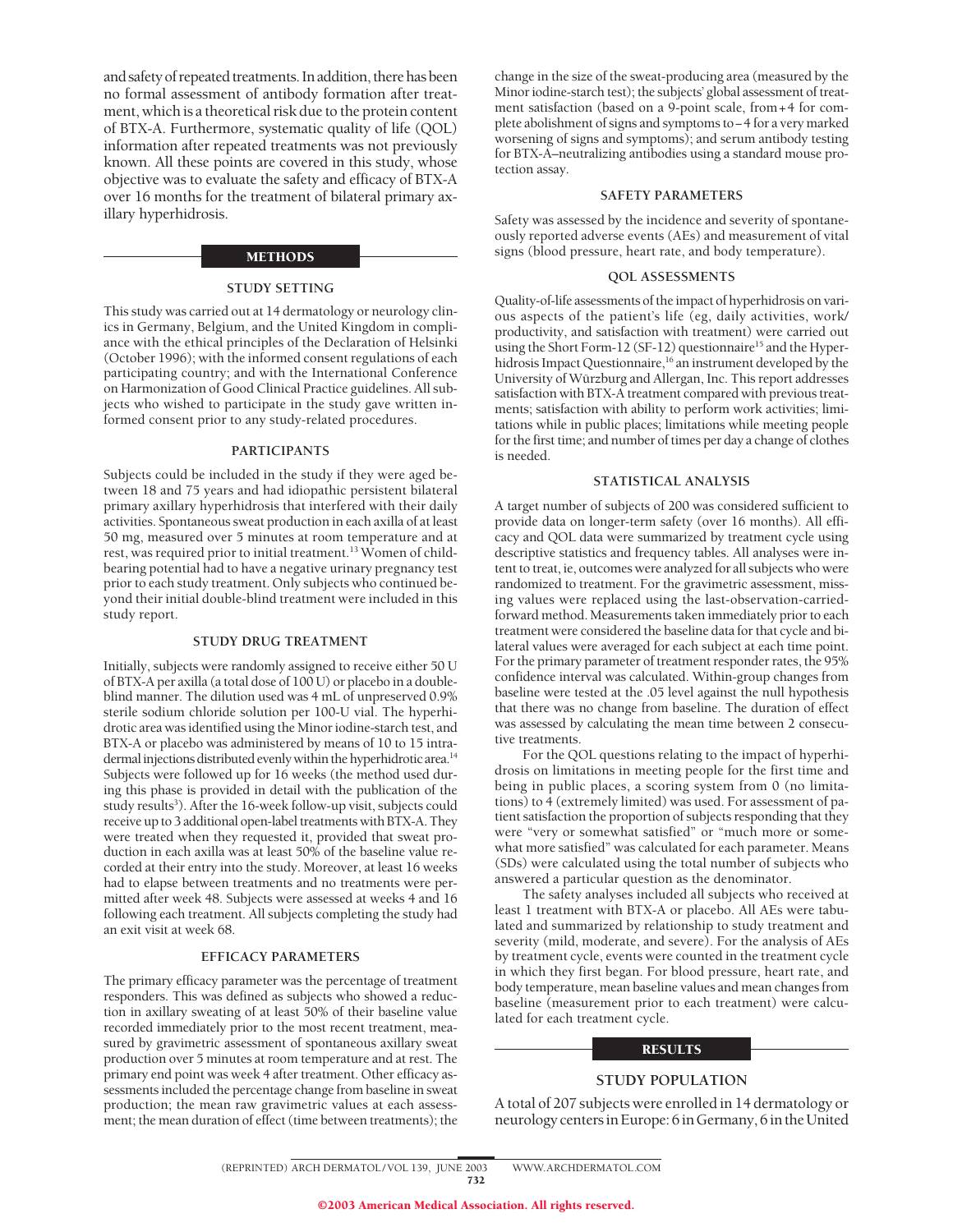and safety of repeated treatments. In addition, there has been no formal assessment of antibody formation after treatment, which is a theoretical risk due to the protein content of BTX-A. Furthermore, systematic quality of life (QOL) information after repeated treatments was not previously known. All these points are covered in this study, whose objective was to evaluate the safety and efficacy of BTX-A over 16 months for the treatment of bilateral primary axillary hyperhidrosis.

## METHODS

### STUDY SETTING

This study was carried out at 14 dermatology or neurology clinics in Germany, Belgium, and the United Kingdom in compliance with the ethical principles of the Declaration of Helsinki (October 1996); with the informed consent regulations of each participating country; and with the International Conference on Harmonization of Good Clinical Practice guidelines. All subjects who wished to participate in the study gave written informed consent prior to any study-related procedures.

### PARTICIPANTS

Subjects could be included in the study if they were aged between 18 and 75 years and had idiopathic persistent bilateral primary axillary hyperhidrosis that interfered with their daily activities. Spontaneous sweat production in each axilla of at least 50 mg, measured over 5 minutes at room temperature and at rest, was required prior to initial treatment.[13] Women of childbearing potential had to have a negative urinary pregnancy test prior to each study treatment. Only subjects who continued beyond their initial double-blind treatment were included in this study report.

### STUDY DRUG TREATMENT

Initially, subjects were randomly assigned to receive either 50 U of BTX-A per axilla (a total dose of 100 U) or placebo in a double-blind manner. The dilution used was 4 mL of unpreserved 0.9% sterile sodium chloride solution per 100-U vial. The hyperhidrotic area was identified using the Minor iodine-starch test, and BTX-A or placebo was administered by means of 10 to 15 intradermal injections distributed evenly within the hyperhidrotic area.[14] Subjects were followed up for 16 weeks (the method used during this phase is provided in detail with the publication of the study results[3]). After the 16-week follow-up visit, subjects could receive up to 3 additional open-label treatments with BTX-A. They were treated when they requested it, provided that sweat production in each axilla was at least 50% of the baseline value recorded at their entry into the study. Moreover, at least 16 weeks had to elapse between treatments and no treatments were permitted after week 48. Subjects were assessed at weeks 4 and 16 following each treatment. All subjects completing the study had an exit visit at week 68.

### EFFICACY PARAMETERS

The primary efficacy parameter was the percentage of treatment responders. This was defined as subjects who showed a reduction in axillary sweating of at least 50% of their baseline value recorded immediately prior to the most recent treatment, measured by gravimetric assessment of spontaneous axillary sweat production over 5 minutes at room temperature and at rest. The primary end point was week 4 after treatment. Other efficacy assessments included the percentage change from baseline in sweat production; the mean raw gravimetric values at each assessment; the mean duration of effect (time between treatments); the change in the size of the sweat-producing area (measured by the Minor iodine-starch test); the subjects' global assessment of treatment satisfaction (based on a 9-point scale, from +4 for complete abolishment of signs and symptoms to −4 for a very marked worsening of signs and symptoms); and serum antibody testing for BTX-A–neutralizing antibodies using a standard mouse protection assay.

### SAFETY PARAMETERS

Safety was assessed by the incidence and severity of spontaneously reported adverse events (AEs) and measurement of vital signs (blood pressure, heart rate, and body temperature).

### QOL ASSESSMENTS

Quality-of-life assessments of the impact of hyperhidrosis on various aspects of the patient's life (eg, daily activities, work/productivity, and satisfaction with treatment) were carried out using the Short Form-12 (SF-12) questionnaire[15] and the Hyperhidrosis Impact Questionnaire,[16] an instrument developed by the University of Würzburg and Allergan, Inc. This report addresses satisfaction with BTX-A treatment compared with previous treatments; satisfaction with ability to perform work activities; limitations while in public places; limitations while meeting people for the first time; and number of times per day a change of clothes is needed.

### STATISTICAL ANALYSIS

A target number of subjects of 200 was considered sufficient to provide data on longer-term safety (over 16 months). All efficacy and QOL data were summarized by treatment cycle using descriptive statistics and frequency tables. All analyses were intent to treat, ie, outcomes were analyzed for all subjects who were randomized to treatment. For the gravimetric assessment, missing values were replaced using the last-observation-carried-forward method. Measurements taken immediately prior to each treatment were considered the baseline data for that cycle and bilateral values were averaged for each subject at each time point. For the primary parameter of treatment responder rates, the 95% confidence interval was calculated. Within-group changes from baseline were tested at the .05 level against the null hypothesis that there was no change from baseline. The duration of effect was assessed by calculating the mean time between 2 consecutive treatments.

For the QOL questions relating to the impact of hyperhidrosis on limitations in meeting people for the first time and being in public places, a scoring system from 0 (no limitations) to 4 (extremely limited) was used. For assessment of patient satisfaction the proportion of subjects responding that they were "very or somewhat satisfied" or "much more or somewhat more satisfied" was calculated for each parameter. Means (SDs) were calculated using the total number of subjects who answered a particular question as the denominator.

The safety analyses included all subjects who received at least 1 treatment with BTX-A or placebo. All AEs were tabulated and summarized by relationship to study treatment and severity (mild, moderate, and severe). For the analysis of AEs by treatment cycle, events were counted in the treatment cycle in which they first began. For blood pressure, heart rate, and body temperature, mean baseline values and mean changes from baseline (measurement prior to each treatment) were calculated for each treatment cycle.

## RESULTS

### STUDY POPULATION

A total of 207 subjects were enrolled in 14 dermatology or neurology centers in Europe: 6 in Germany, 6 in the United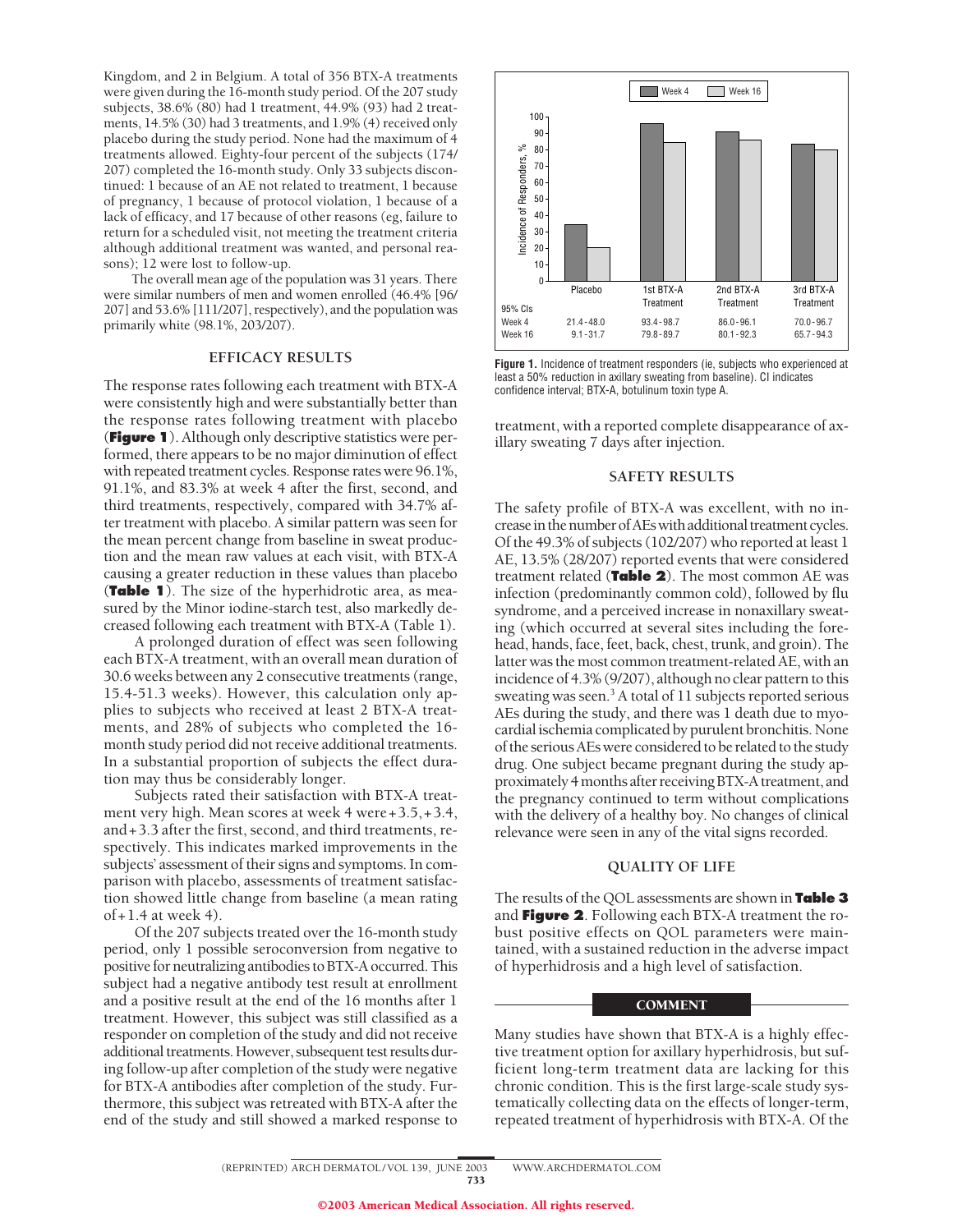Kingdom, and 2 in Belgium. A total of 356 BTX-A treatments were given during the 16-month study period. Of the 207 study subjects, 38.6% (80) had 1 treatment, 44.9% (93) had 2 treatments, 14.5% (30) had 3 treatments, and 1.9% (4) received only placebo during the study period. None had the maximum of 4 treatments allowed. Eighty-four percent of the subjects (174/207) completed the 16-month study. Only 33 subjects discontinued: 1 because of an AE not related to treatment, 1 because of pregnancy, 1 because of protocol violation, 1 because of a lack of efficacy, and 17 because of other reasons (eg, failure to return for a scheduled visit, not meeting the treatment criteria although additional treatment was wanted, and personal reasons); 12 were lost to follow-up.

The overall mean age of the population was 31 years. There were similar numbers of men and women enrolled (46.4% [96/207] and 53.6% [111/207], respectively), and the population was primarily white (98.1%, 203/207).

## EFFICACY RESULTS

The response rates following each treatment with BTX-A were consistently high and were substantially better than the response rates following treatment with placebo (**Figure 1**). Although only descriptive statistics were performed, there appears to be no major diminution of effect with repeated treatment cycles. Response rates were 96.1%, 91.1%, and 83.3% at week 4 after the first, second, and third treatments, respectively, compared with 34.7% after treatment with placebo. A similar pattern was seen for the mean percent change from baseline in sweat production and the mean raw values at each visit, with BTX-A causing a greater reduction in these values than placebo (**Table 1**). The size of the hyperhidrotic area, as measured by the Minor iodine-starch test, also markedly decreased following each treatment with BTX-A (Table 1).

A prolonged duration of effect was seen following each BTX-A treatment, with an overall mean duration of 30.6 weeks between any 2 consecutive treatments (range, 15.4-51.3 weeks). However, this calculation only applies to subjects who received at least 2 BTX-A treatments, and 28% of subjects who completed the 16-month study period did not receive additional treatments. In a substantial proportion of subjects the effect duration may thus be considerably longer.

Subjects rated their satisfaction with BTX-A treatment very high. Mean scores at week 4 were +3.5, +3.4, and +3.3 after the first, second, and third treatments, respectively. This indicates marked improvements in the subjects' assessment of their signs and symptoms. In comparison with placebo, assessments of treatment satisfaction showed little change from baseline (a mean rating of +1.4 at week 4).

Of the 207 subjects treated over the 16-month study period, only 1 possible seroconversion from negative to positive for neutralizing antibodies to BTX-A occurred. This subject had a negative antibody test result at enrollment and a positive result at the end of the 16 months after 1 treatment. However, this subject was still classified as a responder on completion of the study and did not receive additional treatments. However, subsequent test results during follow-up after completion of the study were negative for BTX-A antibodies after completion of the study. Furthermore, this subject was retreated with BTX-A after the end of the study and still showed a marked response to treatment, with a reported complete disappearance of axillary sweating 7 days after injection.

| 95% CIs | Placebo | 1st BTX-A Treatment | 2nd BTX-A Treatment | 3rd BTX-A Treatment |
|---|---|---|---|---|
| Week 4 | 21.4-48.0 | 93.4-98.7 | 86.0-96.1 | 70.0-96.7 |
| Week 16 | 9.1-31.7 | 79.8-89.7 | 80.1-92.3 | 65.7-94.3 |

**Figure 1.** Incidence of treatment responders (ie, subjects who experienced at least a 50% reduction in axillary sweating from baseline). CI indicates confidence interval; BTX-A, botulinum toxin type A.

## SAFETY RESULTS

The safety profile of BTX-A was excellent, with no increase in the number of AEs with additional treatment cycles. Of the 49.3% of subjects (102/207) who reported at least 1 AE, 13.5% (28/207) reported events that were considered treatment related (**Table 2**). The most common AE was infection (predominantly common cold), followed by flu syndrome, and a perceived increase in nonaxillary sweating (which occurred at several sites including the forehead, hands, face, feet, back, chest, trunk, and groin). The latter was the most common treatment-related AE, with an incidence of 4.3% (9/207), although no clear pattern to this sweating was seen.[3] A total of 11 subjects reported serious AEs during the study, and there was 1 death due to myocardial ischemia complicated by purulent bronchitis. None of the serious AEs were considered to be related to the study drug. One subject became pregnant during the study approximately 4 months after receiving BTX-A treatment, and the pregnancy continued to term without complications with the delivery of a healthy boy. No changes of clinical relevance were seen in any of the vital signs recorded.

## QUALITY OF LIFE

The results of the QOL assessments are shown in **Table 3** and **Figure 2**. Following each BTX-A treatment the robust positive effects on QOL parameters were maintained, with a sustained reduction in the adverse impact of hyperhidrosis and a high level of satisfaction.

## COMMENT

Many studies have shown that BTX-A is a highly effective treatment option for axillary hyperhidrosis, but sufficient long-term treatment data are lacking for this chronic condition. This is the first large-scale study systematically collecting data on the effects of longer-term, repeated treatment of hyperhidrosis with BTX-A. Of the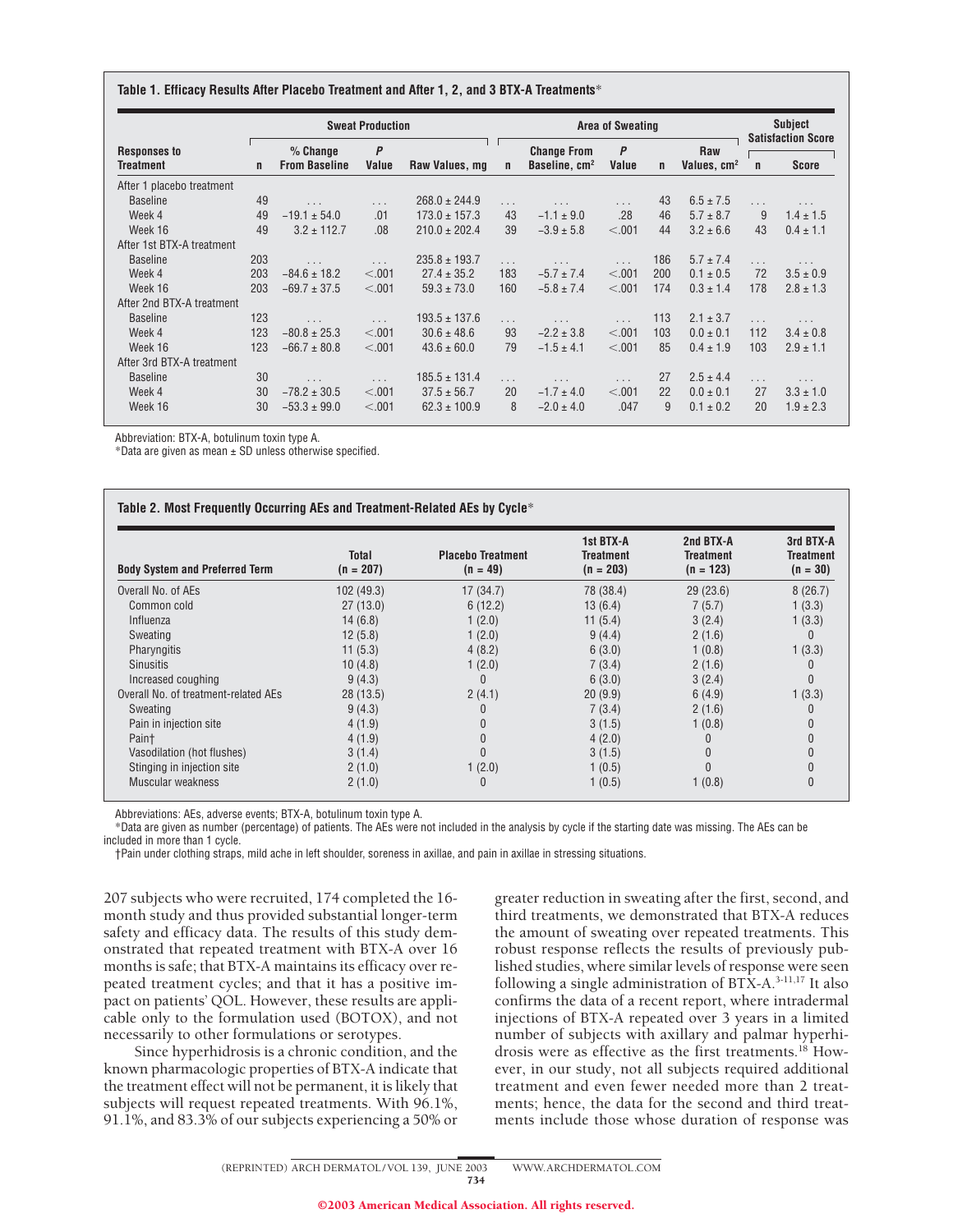**Table 1. Efficacy Results After Placebo Treatment and After 1, 2, and 3 BTX-A Treatments***

| Responses to Treatment | Sweat Production | | | | Area of Sweating | | | | | Subject Satisfaction Score | |
|---|---|---|---|---|---|---|---|---|---|---|---|
| | n | % Change From Baseline | *P* Value | Raw Values, mg | n | Change From Baseline, cm² | *P* Value | n | Raw Values, cm² | n | Score |
| After 1 placebo treatment | | | | | | | | | | | |
| Baseline | 49 | . . . | . . . | 268.0 ± 244.9 | . . . | . . . | . . . | 43 | 6.5 ± 7.5 | . . . | . . . |
| Week 4 | 49 | −19.1 ± 54.0 | .01 | 173.0 ± 157.3 | 43 | −1.1 ± 9.0 | .28 | 46 | 5.7 ± 8.7 | 9 | 1.4 ± 1.5 |
| Week 16 | 49 | 3.2 ± 112.7 | .08 | 210.0 ± 202.4 | 39 | −3.9 ± 5.8 | <.001 | 44 | 3.2 ± 6.6 | 43 | 0.4 ± 1.1 |
| After 1st BTX-A treatment | | | | | | | | | | | |
| Baseline | 203 | . . . | . . . | 235.8 ± 193.7 | . . . | . . . | . . . | 186 | 5.7 ± 7.4 | . . . | . . . |
| Week 4 | 203 | −84.6 ± 18.2 | <.001 | 27.4 ± 35.2 | 183 | −5.7 ± 7.4 | <.001 | 200 | 0.1 ± 0.5 | 72 | 3.5 ± 0.9 |
| Week 16 | 203 | −69.7 ± 37.5 | <.001 | 59.3 ± 73.0 | 160 | −5.8 ± 7.4 | <.001 | 174 | 0.3 ± 1.4 | 178 | 2.8 ± 1.3 |
| After 2nd BTX-A treatment | | | | | | | | | | | |
| Baseline | 123 | . . . | . . . | 193.5 ± 137.6 | . . . | . . . | . . . | 113 | 2.1 ± 3.7 | . . . | . . . |
| Week 4 | 123 | −80.8 ± 25.3 | <.001 | 30.6 ± 48.6 | 93 | −2.2 ± 3.8 | <.001 | 103 | 0.0 ± 0.1 | 112 | 3.4 ± 0.8 |
| Week 16 | 123 | −66.7 ± 80.8 | <.001 | 43.6 ± 60.0 | 79 | −1.5 ± 4.1 | <.001 | 85 | 0.4 ± 1.9 | 103 | 2.9 ± 1.1 |
| After 3rd BTX-A treatment | | | | | | | | | | | |
| Baseline | 30 | . . . | . . . | 185.5 ± 131.4 | . . . | . . . | . . . | 27 | 2.5 ± 4.4 | . . . | . . . |
| Week 4 | 30 | −78.2 ± 30.5 | <.001 | 37.5 ± 56.7 | 20 | −1.7 ± 4.0 | <.001 | 22 | 0.0 ± 0.1 | 27 | 3.3 ± 1.0 |
| Week 16 | 30 | −53.3 ± 99.0 | <.001 | 62.3 ± 100.9 | 8 | −2.0 ± 4.0 | .047 | 9 | 0.1 ± 0.2 | 20 | 1.9 ± 2.3 |

Abbreviation: BTX-A, botulinum toxin type A.
*Data are given as mean ± SD unless otherwise specified.

**Table 2. Most Frequently Occurring AEs and Treatment-Related AEs by Cycle***

| Body System and Preferred Term | Total (n = 207) | Placebo Treatment (n = 49) | 1st BTX-A Treatment (n = 203) | 2nd BTX-A Treatment (n = 123) | 3rd BTX-A Treatment (n = 30) |
|---|---|---|---|---|---|
| Overall No. of AEs | 102 (49.3) | 17 (34.7) | 78 (38.4) | 29 (23.6) | 8 (26.7) |
| Common cold | 27 (13.0) | 6 (12.2) | 13 (6.4) | 7 (5.7) | 1 (3.3) |
| Influenza | 14 (6.8) | 1 (2.0) | 11 (5.4) | 3 (2.4) | 1 (3.3) |
| Sweating | 12 (5.8) | 1 (2.0) | 9 (4.4) | 2 (1.6) | 0 |
| Pharyngitis | 11 (5.3) | 4 (8.2) | 6 (3.0) | 1 (0.8) | 1 (3.3) |
| Sinusitis | 10 (4.8) | 1 (2.0) | 7 (3.4) | 2 (1.6) | 0 |
| Increased coughing | 9 (4.3) | 0 | 6 (3.0) | 3 (2.4) | 0 |
| Overall No. of treatment-related AEs | 28 (13.5) | 2 (4.1) | 20 (9.9) | 6 (4.9) | 1 (3.3) |
| Sweating | 9 (4.3) | 0 | 7 (3.4) | 2 (1.6) | 0 |
| Pain in injection site | 4 (1.9) | 0 | 3 (1.5) | 1 (0.8) | 0 |
| Pain† | 4 (1.9) | 0 | 4 (2.0) | 0 | 0 |
| Vasodilation (hot flushes) | 3 (1.4) | 0 | 3 (1.5) | 0 | 0 |
| Stinging in injection site | 2 (1.0) | 1 (2.0) | 1 (0.5) | 0 | 0 |
| Muscular weakness | 2 (1.0) | 0 | 1 (0.5) | 1 (0.8) | 0 |

Abbreviations: AEs, adverse events; BTX-A, botulinum toxin type A.
*Data are given as number (percentage) of patients. The AEs were not included in the analysis by cycle if the starting date was missing. The AEs can be included in more than 1 cycle.
†Pain under clothing straps, mild ache in left shoulder, soreness in axillae, and pain in axillae in stressing situations.

207 subjects who were recruited, 174 completed the 16-month study and thus provided substantial longer-term safety and efficacy data. The results of this study demonstrated that repeated treatment with BTX-A over 16 months is safe; that BTX-A maintains its efficacy over repeated treatment cycles; and that it has a positive impact on patients' QOL. However, these results are applicable only to the formulation used (BOTOX), and not necessarily to other formulations or serotypes.

Since hyperhidrosis is a chronic condition, and the known pharmacologic properties of BTX-A indicate that the treatment effect will not be permanent, it is likely that subjects will request repeated treatments. With 96.1%, 91.1%, and 83.3% of our subjects experiencing a 50% or greater reduction in sweating after the first, second, and third treatments, we demonstrated that BTX-A reduces the amount of sweating over repeated treatments. This robust response reflects the results of previously published studies, where similar levels of response were seen following a single administration of BTX-A.[3-11,17] It also confirms the data of a recent report, where intradermal injections of BTX-A repeated over 3 years in a limited number of subjects with axillary and palmar hyperhidrosis were as effective as the first treatments.[18] However, in our study, not all subjects required additional treatment and even fewer needed more than 2 treatments; hence, the data for the second and third treatments include those whose duration of response was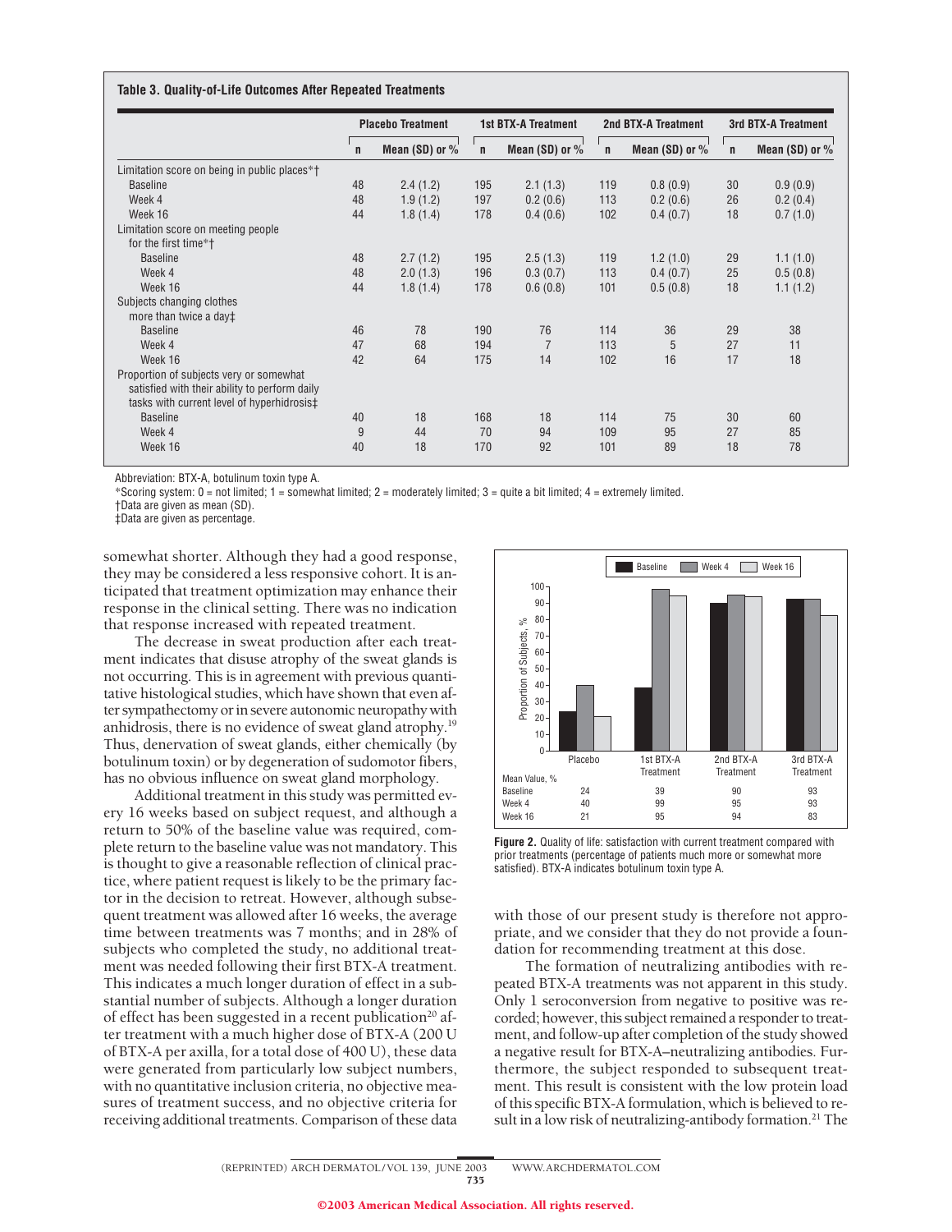**Table 3. Quality-of-Life Outcomes After Repeated Treatments**

| | Placebo Treatment | | 1st BTX-A Treatment | | 2nd BTX-A Treatment | | 3rd BTX-A Treatment | |
|---|---|---|---|---|---|---|---|---|
| | n | Mean (SD) or % | n | Mean (SD) or % | n | Mean (SD) or % | n | Mean (SD) or % |
| Limitation score on being in public places*† | | | | | | | | |
| Baseline | 48 | 2.4 (1.2) | 195 | 2.1 (1.3) | 119 | 0.8 (0.9) | 30 | 0.9 (0.9) |
| Week 4 | 48 | 1.9 (1.2) | 197 | 0.2 (0.6) | 113 | 0.2 (0.6) | 26 | 0.2 (0.4) |
| Week 16 | 44 | 1.8 (1.4) | 178 | 0.4 (0.6) | 102 | 0.4 (0.7) | 18 | 0.7 (1.0) |
| Limitation score on meeting people for the first time*† | | | | | | | | |
| Baseline | 48 | 2.7 (1.2) | 195 | 2.5 (1.3) | 119 | 1.2 (1.0) | 29 | 1.1 (1.0) |
| Week 4 | 48 | 2.0 (1.3) | 196 | 0.3 (0.7) | 113 | 0.4 (0.7) | 25 | 0.5 (0.8) |
| Week 16 | 44 | 1.8 (1.4) | 178 | 0.6 (0.8) | 101 | 0.5 (0.8) | 18 | 1.1 (1.2) |
| Subjects changing clothes more than twice a day‡ | | | | | | | | |
| Baseline | 46 | 78 | 190 | 76 | 114 | 36 | 29 | 38 |
| Week 4 | 47 | 68 | 194 | 7 | 113 | 5 | 27 | 11 |
| Week 16 | 42 | 64 | 175 | 14 | 102 | 16 | 17 | 18 |
| Proportion of subjects very or somewhat satisfied with their ability to perform daily tasks with current level of hyperhidrosis‡ | | | | | | | | |
| Baseline | 40 | 18 | 168 | 18 | 114 | 75 | 30 | 60 |
| Week 4 | 9 | 44 | 70 | 94 | 109 | 95 | 27 | 85 |
| Week 16 | 40 | 18 | 170 | 92 | 101 | 89 | 18 | 78 |

Abbreviation: BTX-A, botulinum toxin type A.

*Scoring system: 0 = not limited; 1 = somewhat limited; 2 = moderately limited; 3 = quite a bit limited; 4 = extremely limited.

†Data are given as mean (SD).

‡Data are given as percentage.

somewhat shorter. Although they had a good response, they may be considered a less responsive cohort. It is anticipated that treatment optimization may enhance their response in the clinical setting. There was no indication that response increased with repeated treatment.

The decrease in sweat production after each treatment indicates that disuse atrophy of the sweat glands is not occurring. This is in agreement with previous quantitative histological studies, which have shown that even after sympathectomy or in severe autonomic neuropathy with anhidrosis, there is no evidence of sweat gland atrophy.[19] Thus, denervation of sweat glands, either chemically (by botulinum toxin) or by degeneration of sudomotor fibers, has no obvious influence on sweat gland morphology.

Additional treatment in this study was permitted every 16 weeks based on subject request, and although a return to 50% of the baseline value was required, complete return to the baseline value was not mandatory. This is thought to give a reasonable reflection of clinical practice, where patient request is likely to be the primary factor in the decision to retreat. However, although subsequent treatment was allowed after 16 weeks, the average time between treatments was 7 months; and in 28% of subjects who completed the study, no additional treatment was needed following their first BTX-A treatment. This indicates a much longer duration of effect in a substantial number of subjects. Although a longer duration of effect has been suggested in a recent publication[20] after treatment with a much higher dose of BTX-A (200 U of BTX-A per axilla, for a total dose of 400 U), these data were generated from particularly low subject numbers, with no quantitative inclusion criteria, no objective measures of treatment success, and no objective criteria for receiving additional treatments. Comparison of these data with those of our present study is therefore not appropriate, and we consider that they do not provide a foundation for recommending treatment at this dose.

| Mean Value, % | Placebo | 1st BTX-A Treatment | 2nd BTX-A Treatment | 3rd BTX-A Treatment |
|---|---|---|---|---|
| Baseline | 24 | 39 | 90 | 93 |
| Week 4 | 40 | 99 | 95 | 93 |
| Week 16 | 21 | 95 | 94 | 83 |

**Figure 2.** Quality of life: satisfaction with current treatment compared with prior treatments (percentage of patients much more or somewhat more satisfied). BTX-A indicates botulinum toxin type A.

The formation of neutralizing antibodies with repeated BTX-A treatments was not apparent in this study. Only 1 seroconversion from negative to positive was recorded; however, this subject remained a responder to treatment, and follow-up after completion of the study showed a negative result for BTX-A–neutralizing antibodies. Furthermore, the subject responded to subsequent treatment. This result is consistent with the low protein load of this specific BTX-A formulation, which is believed to result in a low risk of neutralizing-antibody formation.[21] The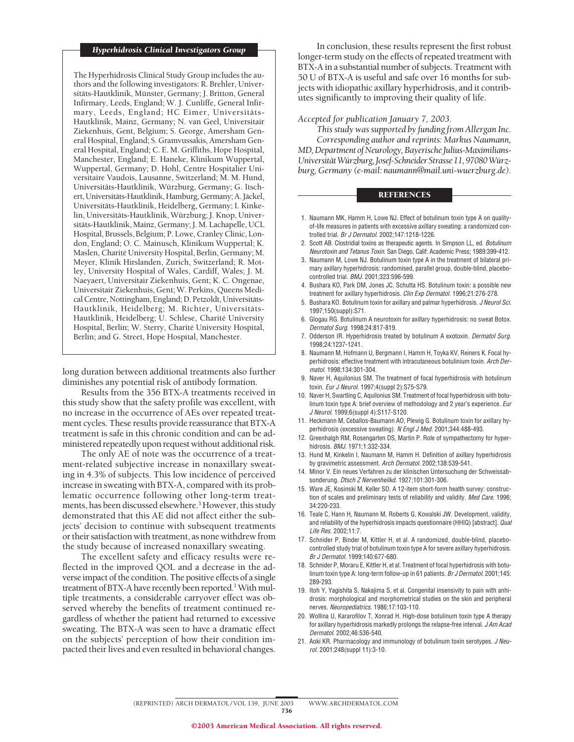### Hyperhidrosis Clinical Investigators Group

The Hyperhidrosis Clinical Study Group includes the authors and the following investigators: R. Brehler, Universitäts-Hautklinik, Münster, Germany; J. Britton, General Infirmary, Leeds, England; W. J. Cunliffe, General Infirmary, Leeds, England; HC Eimer, Universitäts-Hautklinik, Mainz, Germany; N. van Geel, Universitair Ziekenhuis, Gent, Belgium; S. George, Amersham General Hospital, England; S. Gramvussakis, Amersham General Hospital, England; C. E. M. Griffiths, Hope Hospital, Manchester, England; E. Haneke, Klinikum Wuppertal, Wuppertal, Germany; D. Hohl, Centre Hospitalier Universitaire Vaudois, Lausanne, Switzerland; M. M. Hund, Universitäts-Hautklinik, Würzburg, Germany; G. Itschert, Universitäts-Hautklinik, Hamburg, Germany; A. Jäckel, Universitäts-Hautklinik, Heidelberg, Germany; I. Kinkelin, Universitäts-Hautklinik, Würzburg; J. Knop, Universitäts-Hautklinik, Mainz, Germany; J. M. Lachapelle, UCL Hospital, Brussels, Belgium; P. Lowe, Cranley Clinic, London, England; O. C. Mainusch, Klinikum Wuppertal; K. Maslen, Charité University Hospital, Berlin, Germany; M. Meyer, Klinik Hirslanden, Zurich, Switzerland; R. Motley, University Hospital of Wales, Cardiff, Wales; J. M. Naeyaert, Universitair Ziekenhuis, Gent; K. C. Ongenae, Universitair Ziekenhuis, Gent; W. Perkins, Queens Medical Centre, Nottingham, England; D. Petzoldt, Universitäts-Hautklinik, Heidelberg; M. Richter, Universitäts-Hautklinik, Heidelberg; U. Schlese, Charité University Hospital, Berlin; W. Sterry, Charité University Hospital, Berlin; and G. Street, Hope Hospital, Manchester.

long duration between additional treatments also further diminishes any potential risk of antibody formation.

Results from the 356 BTX-A treatments received in this study show that the safety profile was excellent, with no increase in the occurrence of AEs over repeated treatment cycles. These results provide reassurance that BTX-A treatment is safe in this chronic condition and can be administered repeatedly upon request without additional risk.

The only AE of note was the occurrence of a treatment-related subjective increase in nonaxillary sweating in 4.3% of subjects. This low incidence of perceived increase in sweating with BTX-A, compared with its problematic occurrence following other long-term treatments, has been discussed elsewhere.[3] However, this study demonstrated that this AE did not affect either the subjects' decision to continue with subsequent treatments or their satisfaction with treatment, as none withdrew from the study because of increased nonaxillary sweating.

The excellent safety and efficacy results were reflected in the improved QOL and a decrease in the adverse impact of the condition. The positive effects of a single treatment of BTX-A have recently been reported.[1] With multiple treatments, a considerable carryover effect was observed whereby the benefits of treatment continued regardless of whether the patient had returned to excessive sweating. The BTX-A was seen to have a dramatic effect on the subjects' perception of how their condition impacted their lives and even resulted in behavioral changes.

In conclusion, these results represent the first robust longer-term study on the effects of repeated treatment with BTX-A in a substantial number of subjects. Treatment with 50 U of BTX-A is useful and safe over 16 months for subjects with idiopathic axillary hyperhidrosis, and it contributes significantly to improving their quality of life.

*Accepted for publication January 7, 2003.*

*This study was supported by funding from Allergan Inc.*

*Corresponding author and reprints: Markus Naumann, MD, Department of Neurology, Bayerische Julius-Maximilians-Universität Würzburg, Josef-Schneider Strasse 11, 97080 Würzburg, Germany (e-mail: naumann@mail.uni-wuerzburg.de).*

## REFERENCES

1. Naumann MK, Hamm H, Lowe NJ. Effect of botulinum toxin type A on quality-of-life measures in patients with excessive axillary sweating: a randomized controlled trial. *Br J Dermatol.* 2002;147:1218-1226.
2. Scott AB. Clostridial toxins as therapeutic agents. In Simpson LL, ed. *Botulinum Neurotoxin and Tetanus Toxin.* San Diego, Calif: Academic Press; 1989:399-412.
3. Naumann M, Lowe NJ. Botulinum toxin type A in the treatment of bilateral primary axillary hyperhidrosis: randomised, parallel group, double-blind, placebo-controlled trial. *BMJ.* 2001;323:596-599.
4. Bushara KO, Park DM, Jones JC, Schutta HS. Botulinum toxin: a possible new treatment for axillary hyperhidrosis. *Clin Exp Dermatol.* 1996;21:276-278.
5. Bushara KO. Botulinum toxin for axillary and palmar hyperhidrosis. *J Neurol Sci.* 1997;150(suppl):S71.
6. Glogau RG. Botulinum A neurotoxin for axillary hyperhidrosis: no sweat Botox. *Dermatol Surg.* 1998;24:817-819.
7. Odderson IR. Hyperhidrosis treated by botulinum A exotoxin. *Dermatol Surg.* 1998;24:1237-1241.
8. Naumann M, Hofmann U, Bergmann I, Hamm H, Toyka KV, Reiners K. Focal hyperhidrosis: effective treatment with intracutaneous botulinium toxin. *Arch Dermatol.* 1998;134:301-304.
9. Naver H, Aquilonius SM. The treatment of focal hyperhidrosis with botulinum toxin. *Eur J Neurol.* 1997;4(suppl 2):S75-S79.
10. Naver H, Swartling C, Aquilonius SM. Treatment of focal hyperhidrosis with botulinum toxin type A: brief overview of methodology and 2 year's experience. *Eur J Neurol.* 1999;6(suppl 4):S117-S120.
11. Heckmann M, Ceballos-Baumann AO, Plewig G. Botulinum toxin for axillary hyperhidrosis (excessive sweating). *N Engl J Med.* 2001;344:488-493.
12. Greenhalgh RM, Rosengarten DS, Martin P. Role of sympathectomy for hyperhidrosis. *BMJ.* 1971;1:332-334.
13. Hund M, Kinkelin I, Naumann M, Hamm H. Definition of axillary hyperhidrosis by gravimetric assessment. *Arch Dermatol.* 2002;138:539-541.
14. Minor V. Ein neues Verfahren zu der klinischen Untersuchung der Schweissabsonderung. *Dtsch Z Nervenheilkd.* 1927;101:301-306.
15. Ware JE, Kosinski M, Keller SD. A 12-item short-form health survey: construction of scales and preliminary tests of reliability and validity. *Med Care.* 1996;34:220-233.
16. Teale C, Hann H, Naumann M, Roberts G, Kowalski JW. Development, validity, and reliability of the hyperhidrosis impacts questionnaire (HHIQ) [abstract]. *Qual Life Res.* 2002;11:7.
17. Schnider P, Binder M, Kittler H, et al. A randomized, double-blind, placebo-controlled study trial of botulinum toxin type A for severe axillary hyperhidrosis. *Br J Dermatol.* 1999;140:677-680.
18. Schnider P, Moraru E, Kittler H, et al. Treatment of focal hyperhidrosis with botulinum toxin type A: long-term follow-up in 61 patients. *Br J Dermatol.* 2001;145:289-293.
19. Itoh Y, Yagishita S, Nakajima S, et al. Congenital insensitivity to pain with anhidrosis: morphological and morphometrical studies on the skin and peripheral nerves. *Neuropediatrics.* 1986;17:103-110.
20. Wollina U, Kararofilov T, Xonrad H. High-dose botulinum toxin type A therapy for axillary hyperhidrosis markedly prolongs the relapse-free interval. *J Am Acad Dermatol.* 2002;46:536-540.
21. Aoki KR. Pharmacology and immunology of botulinum toxin serotypes. *J Neurol.* 2001;248(suppl 11):3-10.